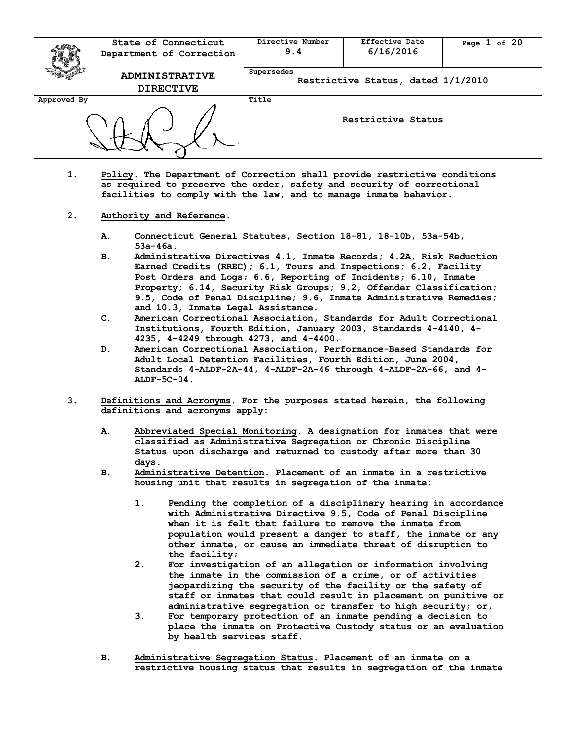| | State of Connecticut Department of Correction | Directive Number 9.4 | Effective Date 6/16/2016 | Page 1 of 20 |
|---|---|---|---|---|
| | **ADMINISTRATIVE DIRECTIVE** | Supersedes Restrictive Status, dated 1/1/2010 | | |
| Approved By | | Title **Restrictive Status** | | |

1. **Policy**. The Department of Correction shall provide restrictive conditions as required to preserve the order, safety and security of correctional facilities to comply with the law, and to manage inmate behavior.

2. **Authority and Reference**.

   A. Connecticut General Statutes, Section 18-81, 18-10b, 53a-54b, 53a-46a.
   
   B. Administrative Directives 4.1, Inmate Records; 4.2A, Risk Reduction Earned Credits (RREC); 6.1, Tours and Inspections; 6.2, Facility Post Orders and Logs; 6.6, Reporting of Incidents; 6.10, Inmate Property; 6.14, Security Risk Groups; 9.2, Offender Classification; 9.5, Code of Penal Discipline; 9.6, Inmate Administrative Remedies; and 10.3, Inmate Legal Assistance.
   
   C. American Correctional Association, Standards for Adult Correctional Institutions, Fourth Edition, January 2003, Standards 4-4140, 4-4235, 4-4249 through 4273, and 4-4400.
   
   D. American Correctional Association, Performance-Based Standards for Adult Local Detention Facilities, Fourth Edition, June 2004, Standards 4-ALDF-2A-44, 4-ALDF-2A-46 through 4-ALDF-2A-66, and 4-ALDF-5C-04.

3. **Definitions and Acronyms**. For the purposes stated herein, the following definitions and acronyms apply:

   A. Abbreviated Special Monitoring. A designation for inmates that were classified as Administrative Segregation or Chronic Discipline Status upon discharge and returned to custody after more than 30 days.
   
   B. Administrative Detention. Placement of an inmate in a restrictive housing unit that results in segregation of the inmate:
   
      1. Pending the completion of a disciplinary hearing in accordance with Administrative Directive 9.5, Code of Penal Discipline when it is felt that failure to remove the inmate from population would present a danger to staff, the inmate or any other inmate, or cause an immediate threat of disruption to the facility;
      2. For investigation of an allegation or information involving the inmate in the commission of a crime, or of activities jeopardizing the security of the facility or the safety of staff or inmates that could result in placement on punitive or administrative segregation or transfer to high security; or,
      3. For temporary protection of an inmate pending a decision to place the inmate on Protective Custody status or an evaluation by health services staff.
   
   B. Administrative Segregation Status. Placement of an inmate on a restrictive housing status that results in segregation of the inmate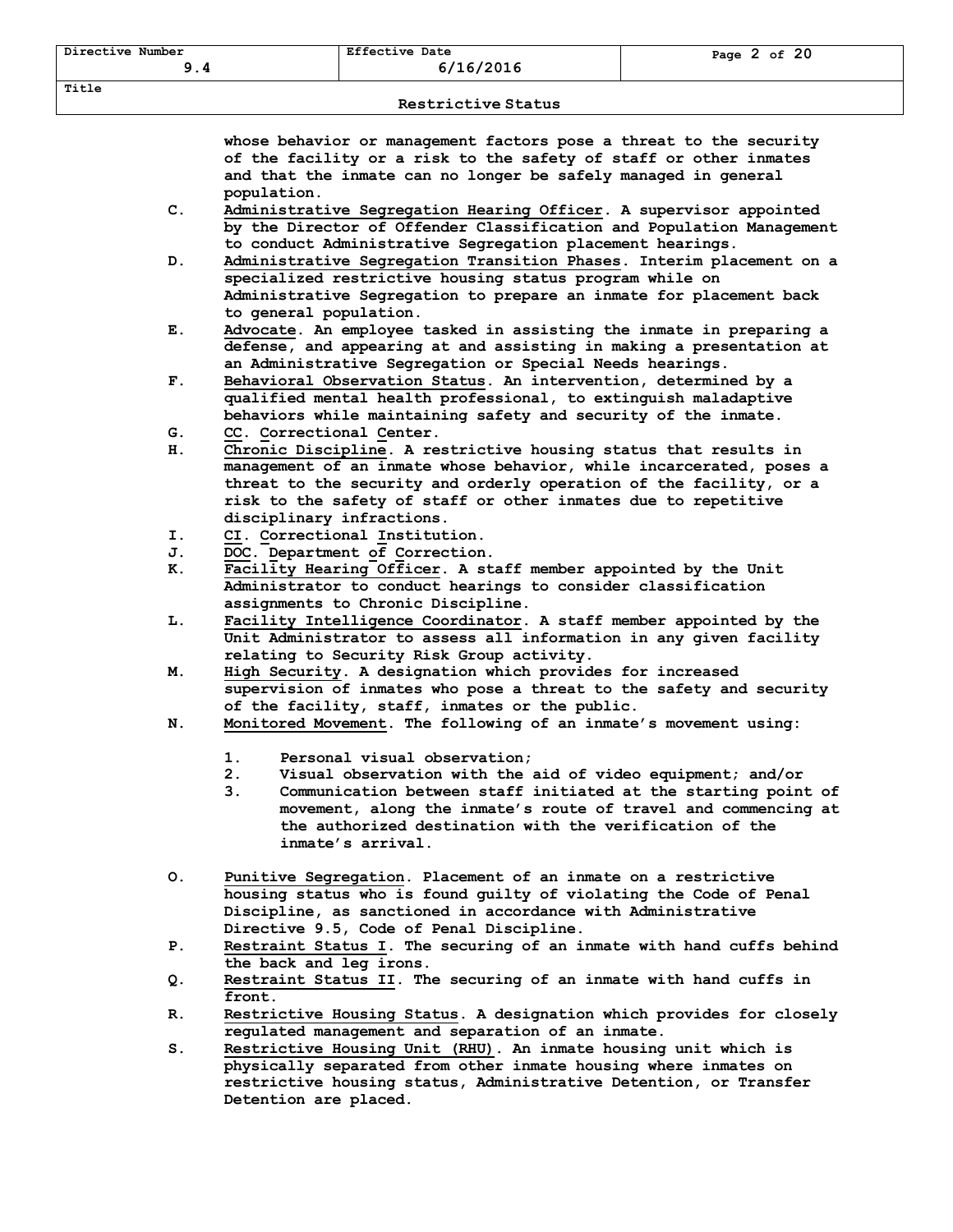whose behavior or management factors pose a threat to the security of the facility or a risk to the safety of staff or other inmates and that the inmate can no longer be safely managed in general population.

C. Administrative Segregation Hearing Officer. A supervisor appointed by the Director of Offender Classification and Population Management to conduct Administrative Segregation placement hearings.

D. Administrative Segregation Transition Phases. Interim placement on a specialized restrictive housing status program while on Administrative Segregation to prepare an inmate for placement back to general population.

E. Advocate. An employee tasked in assisting the inmate in preparing a defense, and appearing at and assisting in making a presentation at an Administrative Segregation or Special Needs hearings.

F. Behavioral Observation Status. An intervention, determined by a qualified mental health professional, to extinguish maladaptive behaviors while maintaining safety and security of the inmate.

G. CC. Correctional Center.

H. Chronic Discipline. A restrictive housing status that results in management of an inmate whose behavior, while incarcerated, poses a threat to the security and orderly operation of the facility, or a risk to the safety of staff or other inmates due to repetitive disciplinary infractions.

I. CI. Correctional Institution.

J. DOC. Department of Correction.

K. Facility Hearing Officer. A staff member appointed by the Unit Administrator to conduct hearings to consider classification assignments to Chronic Discipline.

L. Facility Intelligence Coordinator. A staff member appointed by the Unit Administrator to assess all information in any given facility relating to Security Risk Group activity.

M. High Security. A designation which provides for increased supervision of inmates who pose a threat to the safety and security of the facility, staff, inmates or the public.

N. Monitored Movement. The following of an inmate's movement using:

   1. Personal visual observation;
   2. Visual observation with the aid of video equipment; and/or
   3. Communication between staff initiated at the starting point of movement, along the inmate's route of travel and commencing at the authorized destination with the verification of the inmate's arrival.

O. Punitive Segregation. Placement of an inmate on a restrictive housing status who is found guilty of violating the Code of Penal Discipline, as sanctioned in accordance with Administrative Directive 9.5, Code of Penal Discipline.

P. Restraint Status I. The securing of an inmate with hand cuffs behind the back and leg irons.

Q. Restraint Status II. The securing of an inmate with hand cuffs in front.

R. Restrictive Housing Status. A designation which provides for closely regulated management and separation of an inmate.

S. Restrictive Housing Unit (RHU). An inmate housing unit which is physically separated from other inmate housing where inmates on restrictive housing status, Administrative Detention, or Transfer Detention are placed.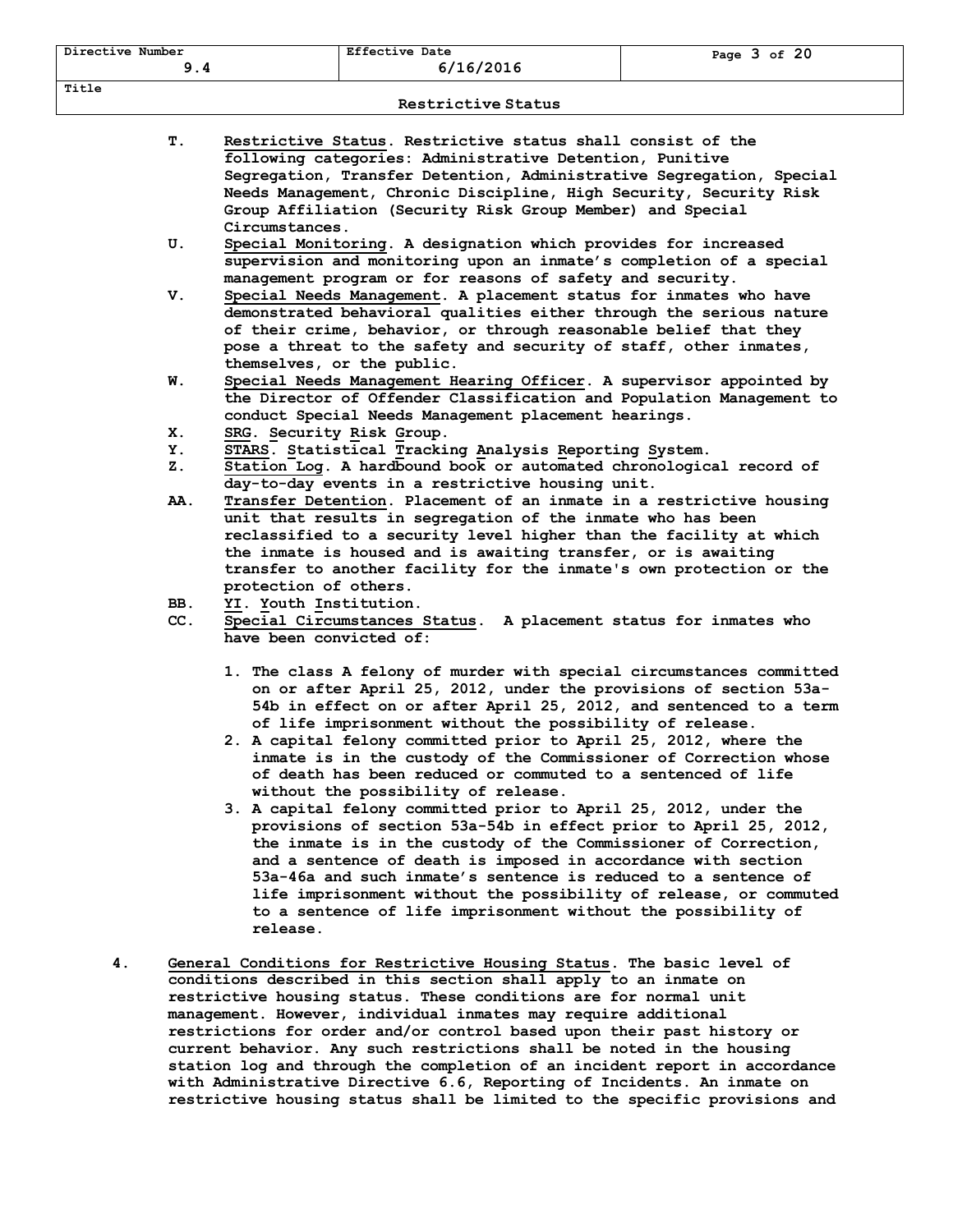T. <u>Restrictive Status</u>. Restrictive status shall consist of the following categories: Administrative Detention, Punitive Segregation, Transfer Detention, Administrative Segregation, Special Needs Management, Chronic Discipline, High Security, Security Risk Group Affiliation (Security Risk Group Member) and Special Circumstances.

U. <u>Special Monitoring</u>. A designation which provides for increased supervision and monitoring upon an inmate's completion of a special management program or for reasons of safety and security.

V. <u>Special Needs Management</u>. A placement status for inmates who have demonstrated behavioral qualities either through the serious nature of their crime, behavior, or through reasonable belief that they pose a threat to the safety and security of staff, other inmates, themselves, or the public.

W. <u>Special Needs Management Hearing Officer</u>. A supervisor appointed by the Director of Offender Classification and Population Management to conduct Special Needs Management placement hearings.

X. <u>SRG</u>. Security Risk Group.

Y. <u>STARS</u>. Statistical Tracking Analysis Reporting System.

Z. <u>Station Log</u>. A hardbound book or automated chronological record of day-to-day events in a restrictive housing unit.

AA. <u>Transfer Detention</u>. Placement of an inmate in a restrictive housing unit that results in segregation of the inmate who has been reclassified to a security level higher than the facility at which the inmate is housed and is awaiting transfer, or is awaiting transfer to another facility for the inmate's own protection or the protection of others.

BB. <u>YI</u>. Youth Institution.

CC. <u>Special Circumstances Status</u>. A placement status for inmates who have been convicted of:

1. The class A felony of murder with special circumstances committed on or after April 25, 2012, under the provisions of section 53a-54b in effect on or after April 25, 2012, and sentenced to a term of life imprisonment without the possibility of release.
2. A capital felony committed prior to April 25, 2012, where the inmate is in the custody of the Commissioner of Correction whose of death has been reduced or commuted to a sentenced of life without the possibility of release.
3. A capital felony committed prior to April 25, 2012, under the provisions of section 53a-54b in effect prior to April 25, 2012, the inmate is in the custody of the Commissioner of Correction, and a sentence of death is imposed in accordance with section 53a-46a and such inmate's sentence is reduced to a sentence of life imprisonment without the possibility of release, or commuted to a sentence of life imprisonment without the possibility of release.

4. <u>General Conditions for Restrictive Housing Status</u>. The basic level of conditions described in this section shall apply to an inmate on restrictive housing status. These conditions are for normal unit management. However, individual inmates may require additional restrictions for order and/or control based upon their past history or current behavior. Any such restrictions shall be noted in the housing station log and through the completion of an incident report in accordance with Administrative Directive 6.6, Reporting of Incidents. An inmate on restrictive housing status shall be limited to the specific provisions and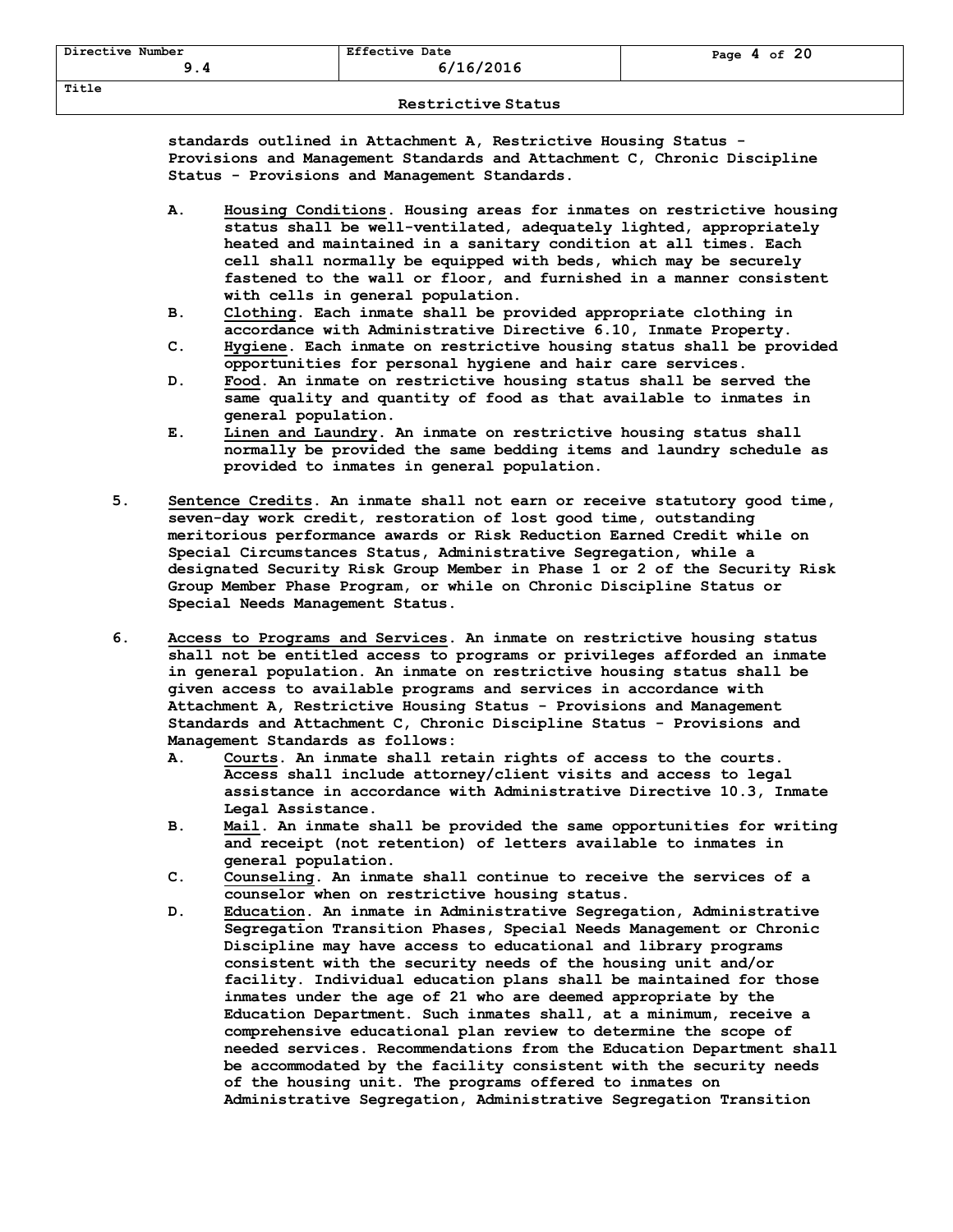standards outlined in Attachment A, Restrictive Housing Status - Provisions and Management Standards and Attachment C, Chronic Discipline Status - Provisions and Management Standards.

A. Housing Conditions. Housing areas for inmates on restrictive housing status shall be well-ventilated, adequately lighted, appropriately heated and maintained in a sanitary condition at all times. Each cell shall normally be equipped with beds, which may be securely fastened to the wall or floor, and furnished in a manner consistent with cells in general population.

B. Clothing. Each inmate shall be provided appropriate clothing in accordance with Administrative Directive 6.10, Inmate Property.

C. Hygiene. Each inmate on restrictive housing status shall be provided opportunities for personal hygiene and hair care services.

D. Food. An inmate on restrictive housing status shall be served the same quality and quantity of food as that available to inmates in general population.

E. Linen and Laundry. An inmate on restrictive housing status shall normally be provided the same bedding items and laundry schedule as provided to inmates in general population.

5. Sentence Credits. An inmate shall not earn or receive statutory good time, seven-day work credit, restoration of lost good time, outstanding meritorious performance awards or Risk Reduction Earned Credit while on Special Circumstances Status, Administrative Segregation, while a designated Security Risk Group Member in Phase 1 or 2 of the Security Risk Group Member Phase Program, or while on Chronic Discipline Status or Special Needs Management Status.

6. Access to Programs and Services. An inmate on restrictive housing status shall not be entitled access to programs or privileges afforded an inmate in general population. An inmate on restrictive housing status shall be given access to available programs and services in accordance with Attachment A, Restrictive Housing Status - Provisions and Management Standards and Attachment C, Chronic Discipline Status - Provisions and Management Standards as follows:

A. Courts. An inmate shall retain rights of access to the courts. Access shall include attorney/client visits and access to legal assistance in accordance with Administrative Directive 10.3, Inmate Legal Assistance.

B. Mail. An inmate shall be provided the same opportunities for writing and receipt (not retention) of letters available to inmates in general population.

C. Counseling. An inmate shall continue to receive the services of a counselor when on restrictive housing status.

D. Education. An inmate in Administrative Segregation, Administrative Segregation Transition Phases, Special Needs Management or Chronic Discipline may have access to educational and library programs consistent with the security needs of the housing unit and/or facility. Individual education plans shall be maintained for those inmates under the age of 21 who are deemed appropriate by the Education Department. Such inmates shall, at a minimum, receive a comprehensive educational plan review to determine the scope of needed services. Recommendations from the Education Department shall be accommodated by the facility consistent with the security needs of the housing unit. The programs offered to inmates on Administrative Segregation, Administrative Segregation Transition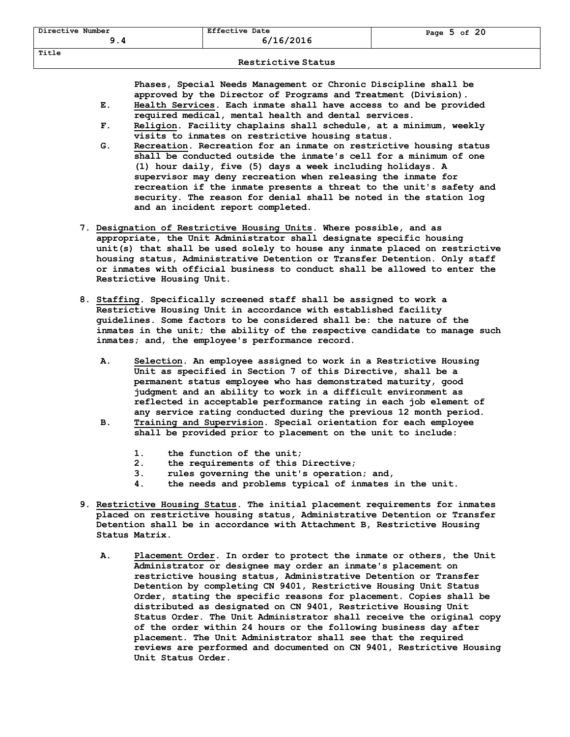Phases, Special Needs Management or Chronic Discipline shall be approved by the Director of Programs and Treatment (Division).

E. <u>Health Services</u>. Each inmate shall have access to and be provided required medical, mental health and dental services.

F. <u>Religion</u>. Facility chaplains shall schedule, at a minimum, weekly visits to inmates on restrictive housing status.

G. <u>Recreation</u>. Recreation for an inmate on restrictive housing status shall be conducted outside the inmate's cell for a minimum of one (1) hour daily, five (5) days a week including holidays. A supervisor may deny recreation when releasing the inmate for recreation if the inmate presents a threat to the unit's safety and security. The reason for denial shall be noted in the station log and an incident report completed.

7. <u>Designation of Restrictive Housing Units</u>. Where possible, and as appropriate, the Unit Administrator shall designate specific housing unit(s) that shall be used solely to house any inmate placed on restrictive housing status, Administrative Detention or Transfer Detention. Only staff or inmates with official business to conduct shall be allowed to enter the Restrictive Housing Unit.

8. <u>Staffing</u>. Specifically screened staff shall be assigned to work a Restrictive Housing Unit in accordance with established facility guidelines. Some factors to be considered shall be: the nature of the inmates in the unit; the ability of the respective candidate to manage such inmates; and, the employee's performance record.

   A. <u>Selection</u>. An employee assigned to work in a Restrictive Housing Unit as specified in Section 7 of this Directive, shall be a permanent status employee who has demonstrated maturity, good judgment and an ability to work in a difficult environment as reflected in acceptable performance rating in each job element of any service rating conducted during the previous 12 month period.

   B. <u>Training and Supervision</u>. Special orientation for each employee shall be provided prior to placement on the unit to include:

      1. the function of the unit;
      2. the requirements of this Directive;
      3. rules governing the unit's operation; and,
      4. the needs and problems typical of inmates in the unit.

9. <u>Restrictive Housing Status</u>. The initial placement requirements for inmates placed on restrictive housing status, Administrative Detention or Transfer Detention shall be in accordance with Attachment B, Restrictive Housing Status Matrix.

   A. <u>Placement Order</u>. In order to protect the inmate or others, the Unit Administrator or designee may order an inmate's placement on restrictive housing status, Administrative Detention or Transfer Detention by completing CN 9401, Restrictive Housing Unit Status Order, stating the specific reasons for placement. Copies shall be distributed as designated on CN 9401, Restrictive Housing Unit Status Order. The Unit Administrator shall receive the original copy of the order within 24 hours or the following business day after placement. The Unit Administrator shall see that the required reviews are performed and documented on CN 9401, Restrictive Housing Unit Status Order.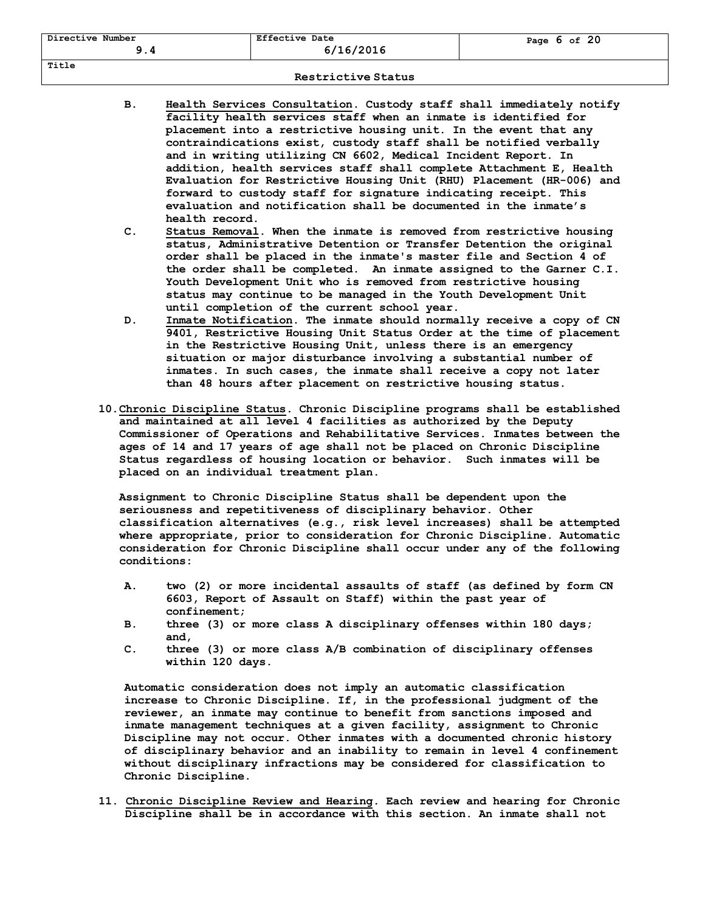B. **Health Services Consultation**. Custody staff shall immediately notify facility health services staff when an inmate is identified for placement into a restrictive housing unit. In the event that any contraindications exist, custody staff shall be notified verbally and in writing utilizing CN 6602, Medical Incident Report. In addition, health services staff shall complete Attachment E, Health Evaluation for Restrictive Housing Unit (RHU) Placement (HR-006) and forward to custody staff for signature indicating receipt. This evaluation and notification shall be documented in the inmate's health record.

C. **Status Removal**. When the inmate is removed from restrictive housing status, Administrative Detention or Transfer Detention the original order shall be placed in the inmate's master file and Section 4 of the order shall be completed. An inmate assigned to the Garner C.I. Youth Development Unit who is removed from restrictive housing status may continue to be managed in the Youth Development Unit until completion of the current school year.

D. **Inmate Notification**. The inmate should normally receive a copy of CN 9401, Restrictive Housing Unit Status Order at the time of placement in the Restrictive Housing Unit, unless there is an emergency situation or major disturbance involving a substantial number of inmates. In such cases, the inmate shall receive a copy not later than 48 hours after placement on restrictive housing status.

10. **Chronic Discipline Status**. Chronic Discipline programs shall be established and maintained at all level 4 facilities as authorized by the Deputy Commissioner of Operations and Rehabilitative Services. Inmates between the ages of 14 and 17 years of age shall not be placed on Chronic Discipline Status regardless of housing location or behavior. Such inmates will be placed on an individual treatment plan.

    Assignment to Chronic Discipline Status shall be dependent upon the seriousness and repetitiveness of disciplinary behavior. Other classification alternatives (e.g., risk level increases) shall be attempted where appropriate, prior to consideration for Chronic Discipline. Automatic consideration for Chronic Discipline shall occur under any of the following conditions:

    A. two (2) or more incidental assaults of staff (as defined by form CN 6603, Report of Assault on Staff) within the past year of confinement;
    B. three (3) or more class A disciplinary offenses within 180 days; and,
    C. three (3) or more class A/B combination of disciplinary offenses within 120 days.

    Automatic consideration does not imply an automatic classification increase to Chronic Discipline. If, in the professional judgment of the reviewer, an inmate may continue to benefit from sanctions imposed and inmate management techniques at a given facility, assignment to Chronic Discipline may not occur. Other inmates with a documented chronic history of disciplinary behavior and an inability to remain in level 4 confinement without disciplinary infractions may be considered for classification to Chronic Discipline.

11. **Chronic Discipline Review and Hearing**. Each review and hearing for Chronic Discipline shall be in accordance with this section. An inmate shall not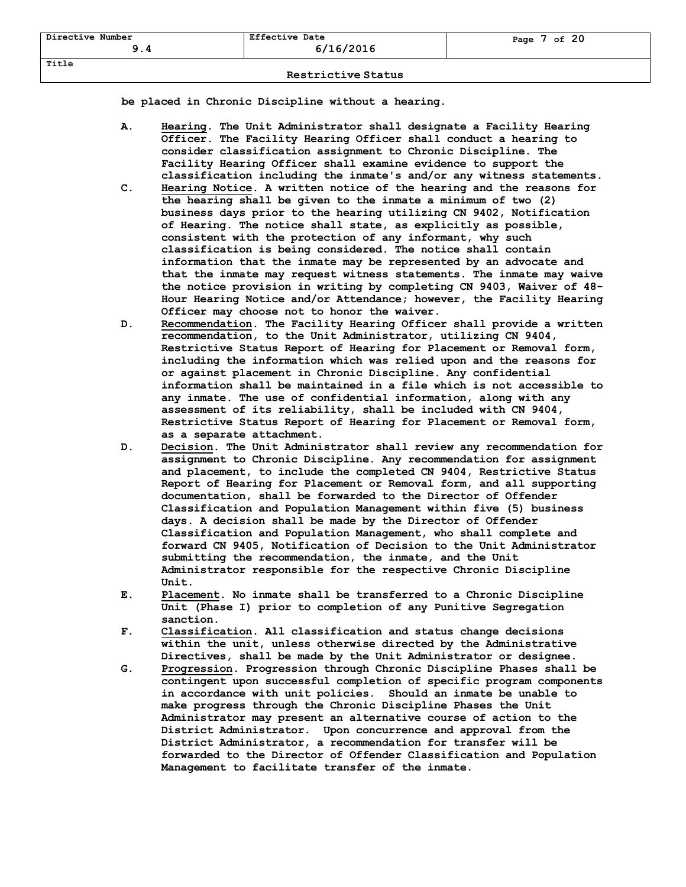be placed in Chronic Discipline without a hearing.

A. <u>Hearing</u>. The Unit Administrator shall designate a Facility Hearing Officer. The Facility Hearing Officer shall conduct a hearing to consider classification assignment to Chronic Discipline. The Facility Hearing Officer shall examine evidence to support the classification including the inmate's and/or any witness statements.

C. <u>Hearing Notice</u>. A written notice of the hearing and the reasons for the hearing shall be given to the inmate a minimum of two (2) business days prior to the hearing utilizing CN 9402, Notification of Hearing. The notice shall state, as explicitly as possible, consistent with the protection of any informant, why such classification is being considered. The notice shall contain information that the inmate may be represented by an advocate and that the inmate may request witness statements. The inmate may waive the notice provision in writing by completing CN 9403, Waiver of 48-Hour Hearing Notice and/or Attendance; however, the Facility Hearing Officer may choose not to honor the waiver.

D. <u>Recommendation</u>. The Facility Hearing Officer shall provide a written recommendation, to the Unit Administrator, utilizing CN 9404, Restrictive Status Report of Hearing for Placement or Removal form, including the information which was relied upon and the reasons for or against placement in Chronic Discipline. Any confidential information shall be maintained in a file which is not accessible to any inmate. The use of confidential information, along with any assessment of its reliability, shall be included with CN 9404, Restrictive Status Report of Hearing for Placement or Removal form, as a separate attachment.

D. <u>Decision</u>. The Unit Administrator shall review any recommendation for assignment to Chronic Discipline. Any recommendation for assignment and placement, to include the completed CN 9404, Restrictive Status Report of Hearing for Placement or Removal form, and all supporting documentation, shall be forwarded to the Director of Offender Classification and Population Management within five (5) business days. A decision shall be made by the Director of Offender Classification and Population Management, who shall complete and forward CN 9405, Notification of Decision to the Unit Administrator submitting the recommendation, the inmate, and the Unit Administrator responsible for the respective Chronic Discipline Unit.

E. <u>Placement</u>. No inmate shall be transferred to a Chronic Discipline Unit (Phase I) prior to completion of any Punitive Segregation sanction.

F. <u>Classification</u>. All classification and status change decisions within the unit, unless otherwise directed by the Administrative Directives, shall be made by the Unit Administrator or designee.

G. <u>Progression</u>. Progression through Chronic Discipline Phases shall be contingent upon successful completion of specific program components in accordance with unit policies. Should an inmate be unable to make progress through the Chronic Discipline Phases the Unit Administrator may present an alternative course of action to the District Administrator. Upon concurrence and approval from the District Administrator, a recommendation for transfer will be forwarded to the Director of Offender Classification and Population Management to facilitate transfer of the inmate.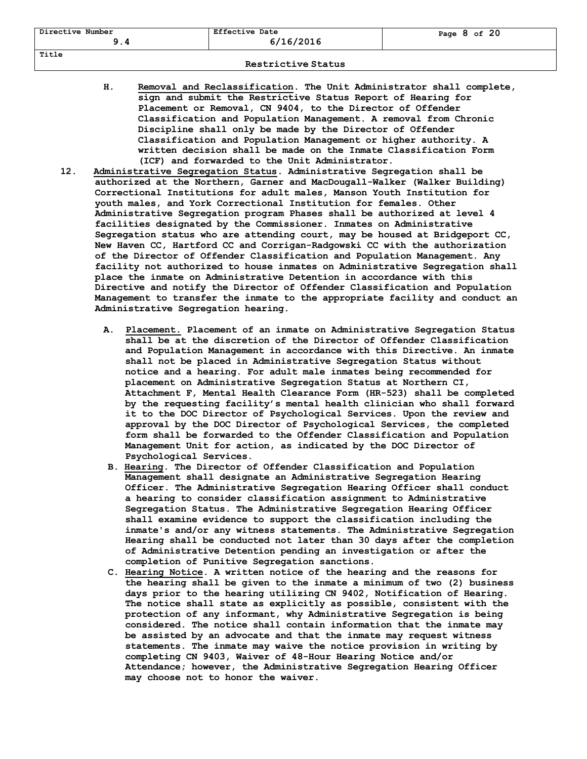H. **Removal and Reclassification**. The Unit Administrator shall complete, sign and submit the Restrictive Status Report of Hearing for Placement or Removal, CN 9404, to the Director of Offender Classification and Population Management. A removal from Chronic Discipline shall only be made by the Director of Offender Classification and Population Management or higher authority. A written decision shall be made on the Inmate Classification Form (ICF) and forwarded to the Unit Administrator.

12. **Administrative Segregation Status**. Administrative Segregation shall be authorized at the Northern, Garner and MacDougall-Walker (Walker Building) Correctional Institutions for adult males, Manson Youth Institution for youth males, and York Correctional Institution for females. Other Administrative Segregation program Phases shall be authorized at level 4 facilities designated by the Commissioner. Inmates on Administrative Segregation status who are attending court, may be housed at Bridgeport CC, New Haven CC, Hartford CC and Corrigan-Radgowski CC with the authorization of the Director of Offender Classification and Population Management. Any facility not authorized to house inmates on Administrative Segregation shall place the inmate on Administrative Detention in accordance with this Directive and notify the Director of Offender Classification and Population Management to transfer the inmate to the appropriate facility and conduct an Administrative Segregation hearing.

   A. **Placement.** Placement of an inmate on Administrative Segregation Status shall be at the discretion of the Director of Offender Classification and Population Management in accordance with this Directive. An inmate shall not be placed in Administrative Segregation Status without notice and a hearing. For adult male inmates being recommended for placement on Administrative Segregation Status at Northern CI, Attachment F, Mental Health Clearance Form (HR-523) shall be completed by the requesting facility's mental health clinician who shall forward it to the DOC Director of Psychological Services. Upon the review and approval by the DOC Director of Psychological Services, the completed form shall be forwarded to the Offender Classification and Population Management Unit for action, as indicated by the DOC Director of Psychological Services.

   B. **Hearing**. The Director of Offender Classification and Population Management shall designate an Administrative Segregation Hearing Officer. The Administrative Segregation Hearing Officer shall conduct a hearing to consider classification assignment to Administrative Segregation Status. The Administrative Segregation Hearing Officer shall examine evidence to support the classification including the inmate's and/or any witness statements. The Administrative Segregation Hearing shall be conducted not later than 30 days after the completion of Administrative Detention pending an investigation or after the completion of Punitive Segregation sanctions.

   C. **Hearing Notice**. A written notice of the hearing and the reasons for the hearing shall be given to the inmate a minimum of two (2) business days prior to the hearing utilizing CN 9402, Notification of Hearing. The notice shall state as explicitly as possible, consistent with the protection of any informant, why Administrative Segregation is being considered. The notice shall contain information that the inmate may be assisted by an advocate and that the inmate may request witness statements. The inmate may waive the notice provision in writing by completing CN 9403, Waiver of 48-Hour Hearing Notice and/or Attendance; however, the Administrative Segregation Hearing Officer may choose not to honor the waiver.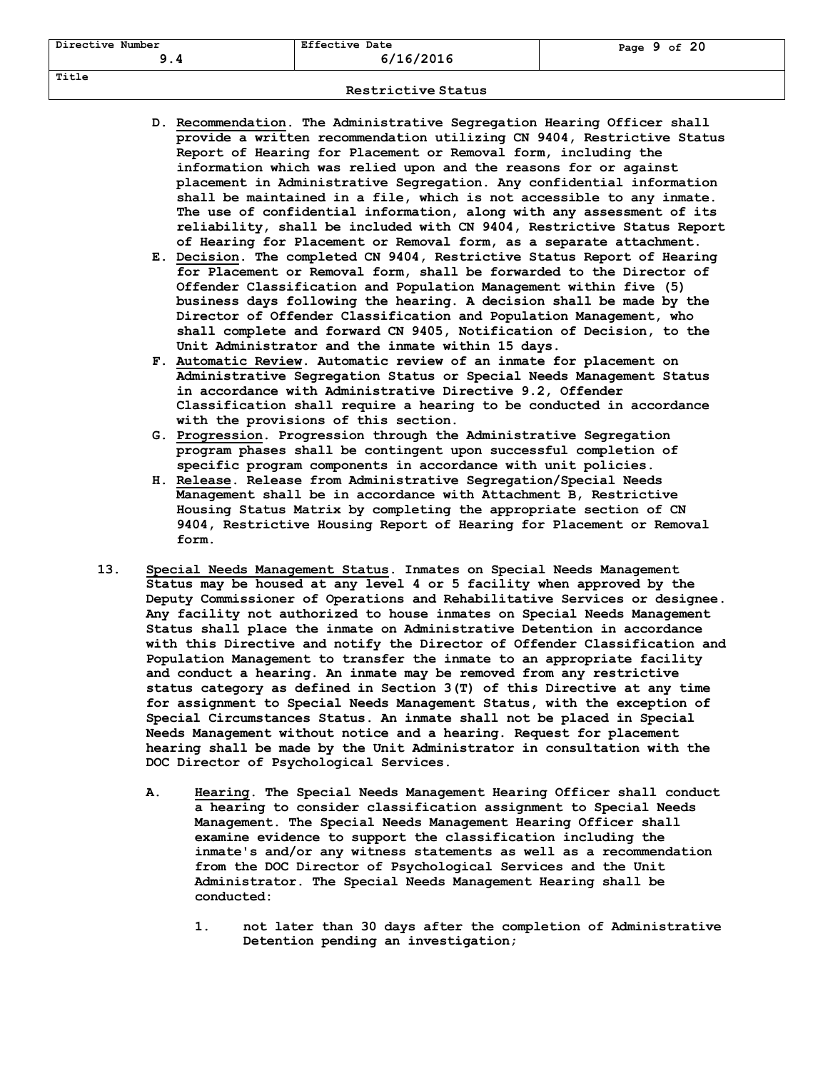D. <u>Recommendation</u>. The Administrative Segregation Hearing Officer shall provide a written recommendation utilizing CN 9404, Restrictive Status Report of Hearing for Placement or Removal form, including the information which was relied upon and the reasons for or against placement in Administrative Segregation. Any confidential information shall be maintained in a file, which is not accessible to any inmate. The use of confidential information, along with any assessment of its reliability, shall be included with CN 9404, Restrictive Status Report of Hearing for Placement or Removal form, as a separate attachment.

E. <u>Decision</u>. The completed CN 9404, Restrictive Status Report of Hearing for Placement or Removal form, shall be forwarded to the Director of Offender Classification and Population Management within five (5) business days following the hearing. A decision shall be made by the Director of Offender Classification and Population Management, who shall complete and forward CN 9405, Notification of Decision, to the Unit Administrator and the inmate within 15 days.

F. <u>Automatic Review</u>. Automatic review of an inmate for placement on Administrative Segregation Status or Special Needs Management Status in accordance with Administrative Directive 9.2, Offender Classification shall require a hearing to be conducted in accordance with the provisions of this section.

G. <u>Progression</u>. Progression through the Administrative Segregation program phases shall be contingent upon successful completion of specific program components in accordance with unit policies.

H. <u>Release</u>. Release from Administrative Segregation/Special Needs Management shall be in accordance with Attachment B, Restrictive Housing Status Matrix by completing the appropriate section of CN 9404, Restrictive Housing Report of Hearing for Placement or Removal form.

13. <u>Special Needs Management Status</u>. Inmates on Special Needs Management Status may be housed at any level 4 or 5 facility when approved by the Deputy Commissioner of Operations and Rehabilitative Services or designee. Any facility not authorized to house inmates on Special Needs Management Status shall place the inmate on Administrative Detention in accordance with this Directive and notify the Director of Offender Classification and Population Management to transfer the inmate to an appropriate facility and conduct a hearing. An inmate may be removed from any restrictive status category as defined in Section 3(T) of this Directive at any time for assignment to Special Needs Management Status, with the exception of Special Circumstances Status. An inmate shall not be placed in Special Needs Management without notice and a hearing. Request for placement hearing shall be made by the Unit Administrator in consultation with the DOC Director of Psychological Services.

A. <u>Hearing</u>. The Special Needs Management Hearing Officer shall conduct a hearing to consider classification assignment to Special Needs Management. The Special Needs Management Hearing Officer shall examine evidence to support the classification including the inmate's and/or any witness statements as well as a recommendation from the DOC Director of Psychological Services and the Unit Administrator. The Special Needs Management Hearing shall be conducted:

1. not later than 30 days after the completion of Administrative Detention pending an investigation;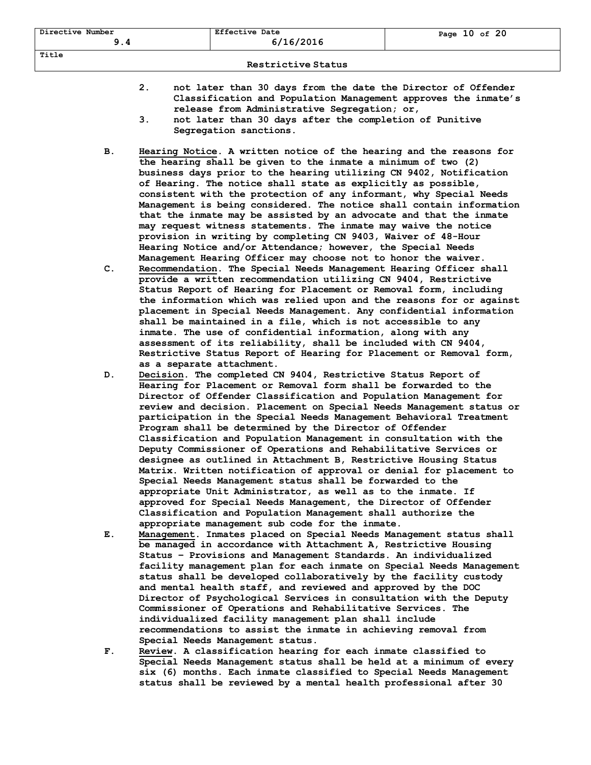2. not later than 30 days from the date the Director of Offender Classification and Population Management approves the inmate's release from Administrative Segregation; or,
3. not later than 30 days after the completion of Punitive Segregation sanctions.

B. Hearing Notice. A written notice of the hearing and the reasons for the hearing shall be given to the inmate a minimum of two (2) business days prior to the hearing utilizing CN 9402, Notification of Hearing. The notice shall state as explicitly as possible, consistent with the protection of any informant, why Special Needs Management is being considered. The notice shall contain information that the inmate may be assisted by an advocate and that the inmate may request witness statements. The inmate may waive the notice provision in writing by completing CN 9403, Waiver of 48-Hour Hearing Notice and/or Attendance; however, the Special Needs Management Hearing Officer may choose not to honor the waiver.

C. Recommendation. The Special Needs Management Hearing Officer shall provide a written recommendation utilizing CN 9404, Restrictive Status Report of Hearing for Placement or Removal form, including the information which was relied upon and the reasons for or against placement in Special Needs Management. Any confidential information shall be maintained in a file, which is not accessible to any inmate. The use of confidential information, along with any assessment of its reliability, shall be included with CN 9404, Restrictive Status Report of Hearing for Placement or Removal form, as a separate attachment.

D. Decision. The completed CN 9404, Restrictive Status Report of Hearing for Placement or Removal form shall be forwarded to the Director of Offender Classification and Population Management for review and decision. Placement on Special Needs Management status or participation in the Special Needs Management Behavioral Treatment Program shall be determined by the Director of Offender Classification and Population Management in consultation with the Deputy Commissioner of Operations and Rehabilitative Services or designee as outlined in Attachment B, Restrictive Housing Status Matrix. Written notification of approval or denial for placement to Special Needs Management status shall be forwarded to the appropriate Unit Administrator, as well as to the inmate. If approved for Special Needs Management, the Director of Offender Classification and Population Management shall authorize the appropriate management sub code for the inmate.

E. Management. Inmates placed on Special Needs Management status shall be managed in accordance with Attachment A, Restrictive Housing Status – Provisions and Management Standards. An individualized facility management plan for each inmate on Special Needs Management status shall be developed collaboratively by the facility custody and mental health staff, and reviewed and approved by the DOC Director of Psychological Services in consultation with the Deputy Commissioner of Operations and Rehabilitative Services. The individualized facility management plan shall include recommendations to assist the inmate in achieving removal from Special Needs Management status.

F. Review. A classification hearing for each inmate classified to Special Needs Management status shall be held at a minimum of every six (6) months. Each inmate classified to Special Needs Management status shall be reviewed by a mental health professional after 30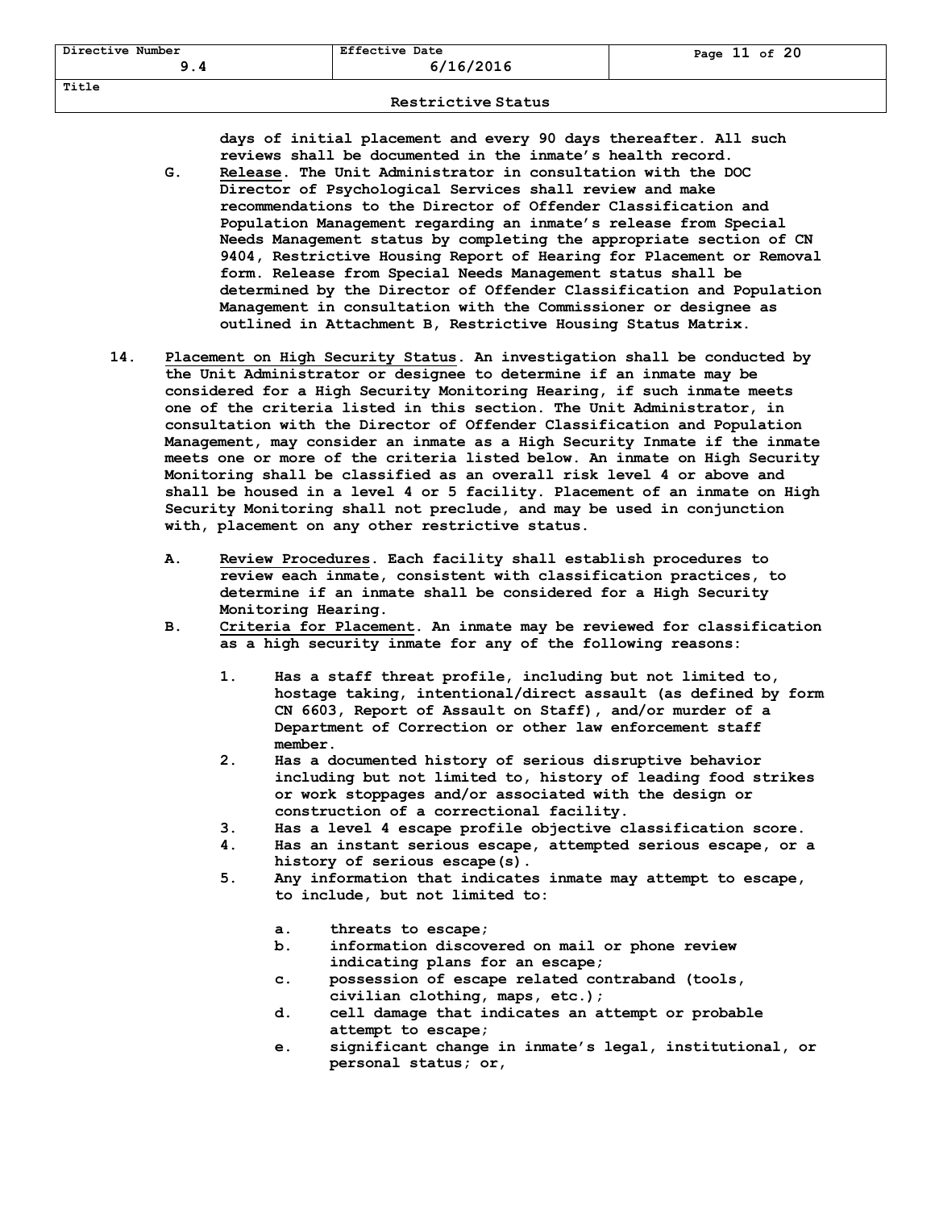days of initial placement and every 90 days thereafter. All such reviews shall be documented in the inmate's health record.

G. <u>Release</u>. The Unit Administrator in consultation with the DOC Director of Psychological Services shall review and make recommendations to the Director of Offender Classification and Population Management regarding an inmate's release from Special Needs Management status by completing the appropriate section of CN 9404, Restrictive Housing Report of Hearing for Placement or Removal form. Release from Special Needs Management status shall be determined by the Director of Offender Classification and Population Management in consultation with the Commissioner or designee as outlined in Attachment B, Restrictive Housing Status Matrix.

14. <u>Placement on High Security Status</u>. An investigation shall be conducted by the Unit Administrator or designee to determine if an inmate may be considered for a High Security Monitoring Hearing, if such inmate meets one of the criteria listed in this section. The Unit Administrator, in consultation with the Director of Offender Classification and Population Management, may consider an inmate as a High Security Inmate if the inmate meets one or more of the criteria listed below. An inmate on High Security Monitoring shall be classified as an overall risk level 4 or above and shall be housed in a level 4 or 5 facility. Placement of an inmate on High Security Monitoring shall not preclude, and may be used in conjunction with, placement on any other restrictive status.

   A. <u>Review Procedures</u>. Each facility shall establish procedures to review each inmate, consistent with classification practices, to determine if an inmate shall be considered for a High Security Monitoring Hearing.

   B. <u>Criteria for Placement</u>. An inmate may be reviewed for classification as a high security inmate for any of the following reasons:

      1. Has a staff threat profile, including but not limited to, hostage taking, intentional/direct assault (as defined by form CN 6603, Report of Assault on Staff), and/or murder of a Department of Correction or other law enforcement staff member.
      2. Has a documented history of serious disruptive behavior including but not limited to, history of leading food strikes or work stoppages and/or associated with the design or construction of a correctional facility.
      3. Has a level 4 escape profile objective classification score.
      4. Has an instant serious escape, attempted serious escape, or a history of serious escape(s).
      5. Any information that indicates inmate may attempt to escape, to include, but not limited to:

         a. threats to escape;
         b. information discovered on mail or phone review indicating plans for an escape;
         c. possession of escape related contraband (tools, civilian clothing, maps, etc.);
         d. cell damage that indicates an attempt or probable attempt to escape;
         e. significant change in inmate's legal, institutional, or personal status; or,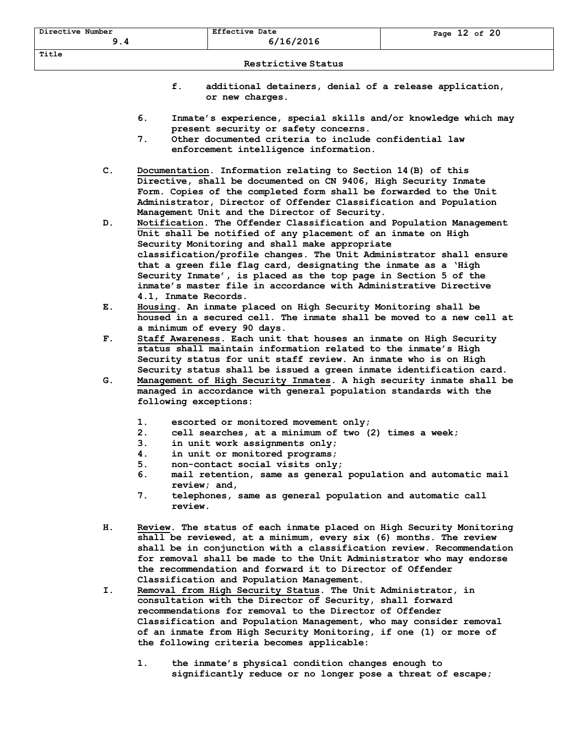f. additional detainers, denial of a release application, or new charges.

6. Inmate's experience, special skills and/or knowledge which may present security or safety concerns.
7. Other documented criteria to include confidential law enforcement intelligence information.

C. <u>Documentation</u>. Information relating to Section 14(B) of this Directive, shall be documented on CN 9406, High Security Inmate Form. Copies of the completed form shall be forwarded to the Unit Administrator, Director of Offender Classification and Population Management Unit and the Director of Security.

D. <u>Notification</u>. The Offender Classification and Population Management Unit shall be notified of any placement of an inmate on High Security Monitoring and shall make appropriate classification/profile changes. The Unit Administrator shall ensure that a green file flag card, designating the inmate as a 'High Security Inmate', is placed as the top page in Section 5 of the inmate's master file in accordance with Administrative Directive 4.1, Inmate Records.

E. <u>Housing</u>. An inmate placed on High Security Monitoring shall be housed in a secured cell. The inmate shall be moved to a new cell at a minimum of every 90 days.

F. <u>Staff Awareness</u>. Each unit that houses an inmate on High Security status shall maintain information related to the inmate's High Security status for unit staff review. An inmate who is on High Security status shall be issued a green inmate identification card.

G. <u>Management of High Security Inmates</u>. A high security inmate shall be managed in accordance with general population standards with the following exceptions:

1. escorted or monitored movement only;
2. cell searches, at a minimum of two (2) times a week;
3. in unit work assignments only;
4. in unit or monitored programs;
5. non-contact social visits only;
6. mail retention, same as general population and automatic mail review; and,
7. telephones, same as general population and automatic call review.

H. <u>Review</u>. The status of each inmate placed on High Security Monitoring shall be reviewed, at a minimum, every six (6) months. The review shall be in conjunction with a classification review. Recommendation for removal shall be made to the Unit Administrator who may endorse the recommendation and forward it to Director of Offender Classification and Population Management.

I. <u>Removal from High Security Status</u>. The Unit Administrator, in consultation with the Director of Security, shall forward recommendations for removal to the Director of Offender Classification and Population Management, who may consider removal of an inmate from High Security Monitoring, if one (1) or more of the following criteria becomes applicable:

1. the inmate's physical condition changes enough to significantly reduce or no longer pose a threat of escape;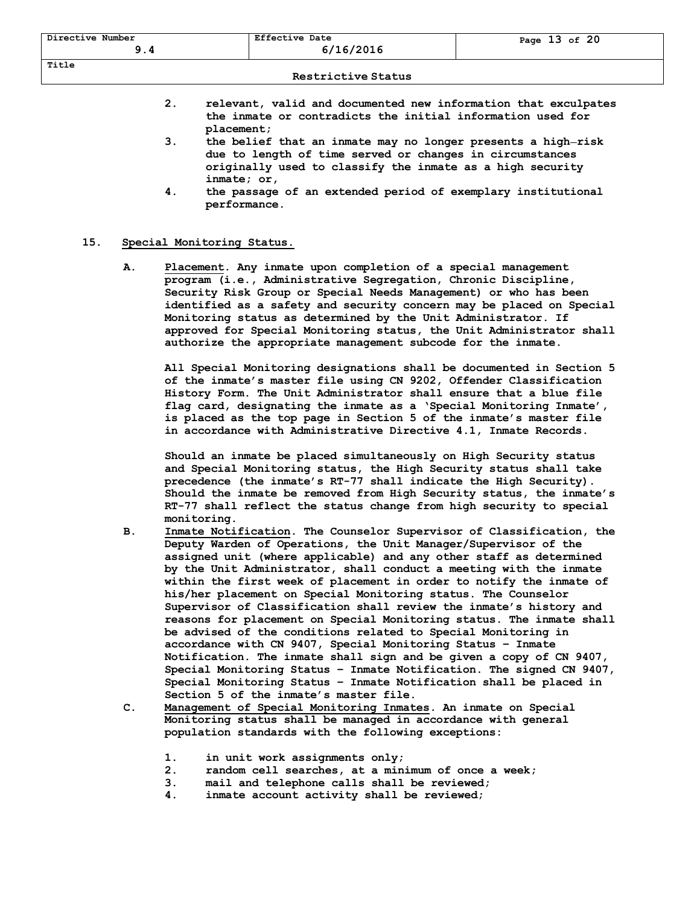2. relevant, valid and documented new information that exculpates the inmate or contradicts the initial information used for placement;
3. the belief that an inmate may no longer presents a high–risk due to length of time served or changes in circumstances originally used to classify the inmate as a high security inmate; or,
4. the passage of an extended period of exemplary institutional performance.

**15. Special Monitoring Status.**

**A. Placement.** Any inmate upon completion of a special management program (i.e., Administrative Segregation, Chronic Discipline, Security Risk Group or Special Needs Management) or who has been identified as a safety and security concern may be placed on Special Monitoring status as determined by the Unit Administrator. If approved for Special Monitoring status, the Unit Administrator shall authorize the appropriate management subcode for the inmate.

All Special Monitoring designations shall be documented in Section 5 of the inmate's master file using CN 9202, Offender Classification History Form. The Unit Administrator shall ensure that a blue file flag card, designating the inmate as a 'Special Monitoring Inmate', is placed as the top page in Section 5 of the inmate's master file in accordance with Administrative Directive 4.1, Inmate Records.

Should an inmate be placed simultaneously on High Security status and Special Monitoring status, the High Security status shall take precedence (the inmate's RT-77 shall indicate the High Security). Should the inmate be removed from High Security status, the inmate's RT-77 shall reflect the status change from high security to special monitoring.

**B. Inmate Notification.** The Counselor Supervisor of Classification, the Deputy Warden of Operations, the Unit Manager/Supervisor of the assigned unit (where applicable) and any other staff as determined by the Unit Administrator, shall conduct a meeting with the inmate within the first week of placement in order to notify the inmate of his/her placement on Special Monitoring status. The Counselor Supervisor of Classification shall review the inmate's history and reasons for placement on Special Monitoring status. The inmate shall be advised of the conditions related to Special Monitoring in accordance with CN 9407, Special Monitoring Status – Inmate Notification. The inmate shall sign and be given a copy of CN 9407, Special Monitoring Status – Inmate Notification. The signed CN 9407, Special Monitoring Status – Inmate Notification shall be placed in Section 5 of the inmate's master file.

**C. Management of Special Monitoring Inmates.** An inmate on Special Monitoring status shall be managed in accordance with general population standards with the following exceptions:

1. in unit work assignments only;
2. random cell searches, at a minimum of once a week;
3. mail and telephone calls shall be reviewed;
4. inmate account activity shall be reviewed;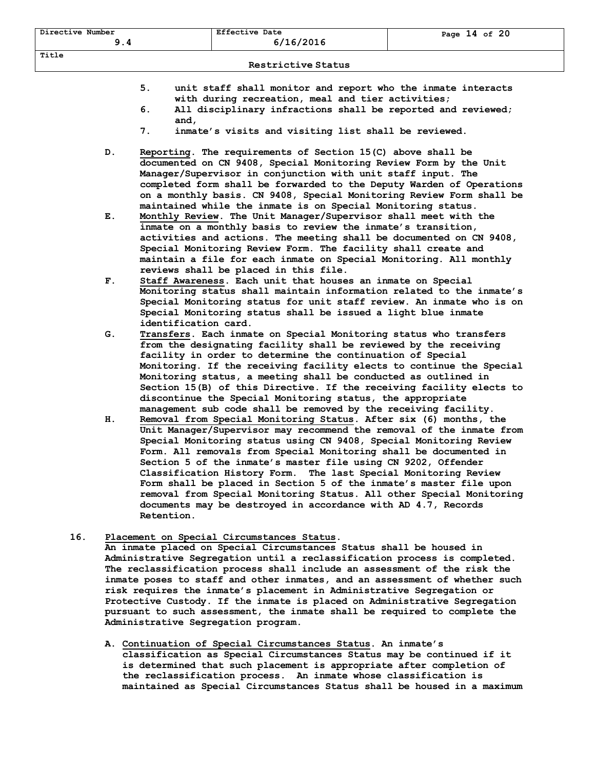5. unit staff shall monitor and report who the inmate interacts with during recreation, meal and tier activities;
6. All disciplinary infractions shall be reported and reviewed; and,
7. inmate's visits and visiting list shall be reviewed.

D. Reporting. The requirements of Section 15(C) above shall be documented on CN 9408, Special Monitoring Review Form by the Unit Manager/Supervisor in conjunction with unit staff input. The completed form shall be forwarded to the Deputy Warden of Operations on a monthly basis. CN 9408, Special Monitoring Review Form shall be maintained while the inmate is on Special Monitoring status.

E. Monthly Review. The Unit Manager/Supervisor shall meet with the inmate on a monthly basis to review the inmate's transition, activities and actions. The meeting shall be documented on CN 9408, Special Monitoring Review Form. The facility shall create and maintain a file for each inmate on Special Monitoring. All monthly reviews shall be placed in this file.

F. Staff Awareness. Each unit that houses an inmate on Special Monitoring status shall maintain information related to the inmate's Special Monitoring status for unit staff review. An inmate who is on Special Monitoring status shall be issued a light blue inmate identification card.

G. Transfers. Each inmate on Special Monitoring status who transfers from the designating facility shall be reviewed by the receiving facility in order to determine the continuation of Special Monitoring. If the receiving facility elects to continue the Special Monitoring status, a meeting shall be conducted as outlined in Section 15(B) of this Directive. If the receiving facility elects to discontinue the Special Monitoring status, the appropriate management sub code shall be removed by the receiving facility.

H. Removal from Special Monitoring Status. After six (6) months, the Unit Manager/Supervisor may recommend the removal of the inmate from Special Monitoring status using CN 9408, Special Monitoring Review Form. All removals from Special Monitoring shall be documented in Section 5 of the inmate's master file using CN 9202, Offender Classification History Form. The last Special Monitoring Review Form shall be placed in Section 5 of the inmate's master file upon removal from Special Monitoring Status. All other Special Monitoring documents may be destroyed in accordance with AD 4.7, Records Retention.

16. Placement on Special Circumstances Status.
An inmate placed on Special Circumstances Status shall be housed in Administrative Segregation until a reclassification process is completed. The reclassification process shall include an assessment of the risk the inmate poses to staff and other inmates, and an assessment of whether such risk requires the inmate's placement in Administrative Segregation or Protective Custody. If the inmate is placed on Administrative Segregation pursuant to such assessment, the inmate shall be required to complete the Administrative Segregation program.

A. Continuation of Special Circumstances Status. An inmate's classification as Special Circumstances Status may be continued if it is determined that such placement is appropriate after completion of the reclassification process. An inmate whose classification is maintained as Special Circumstances Status shall be housed in a maximum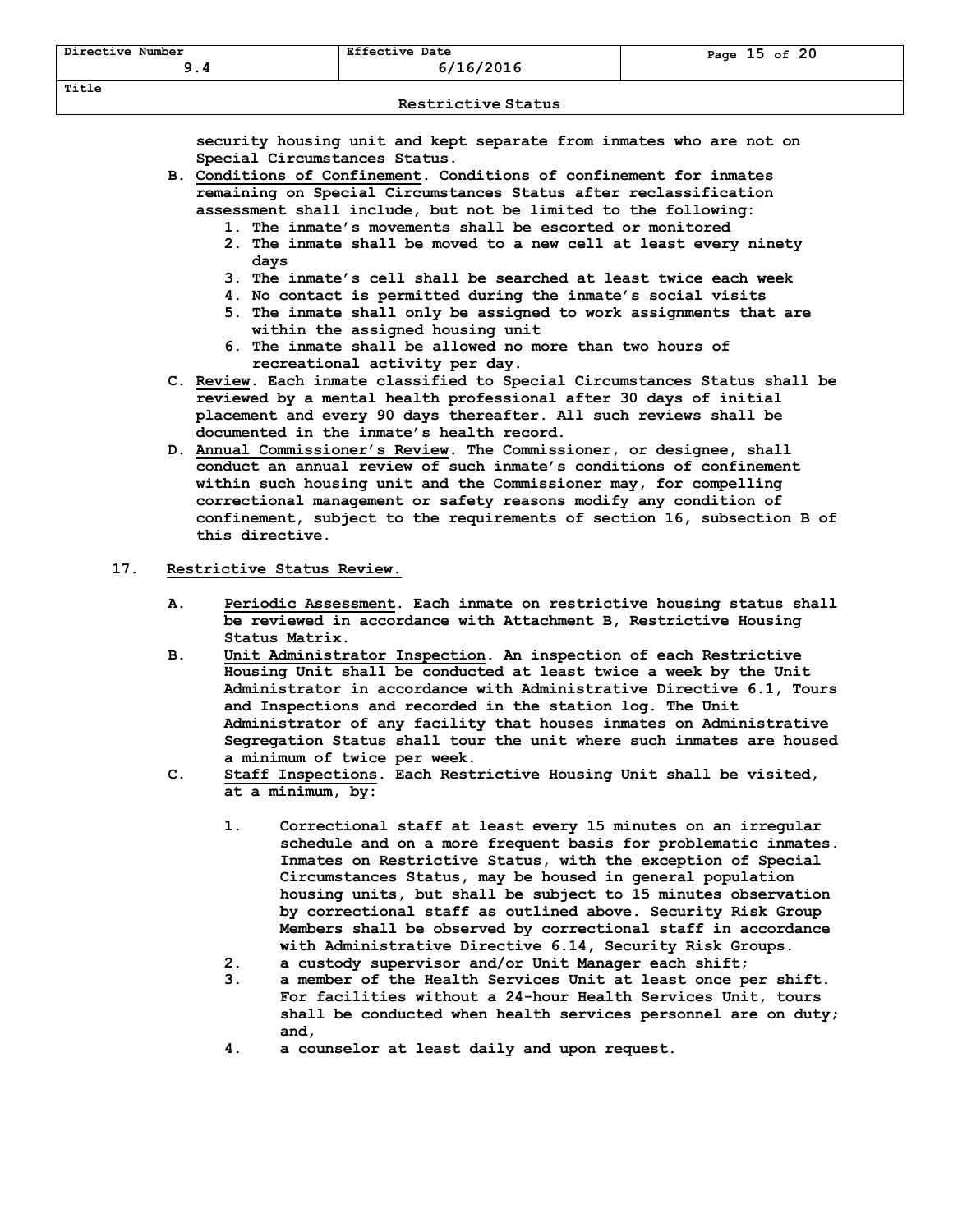security housing unit and kept separate from inmates who are not on Special Circumstances Status.

B. Conditions of Confinement. Conditions of confinement for inmates remaining on Special Circumstances Status after reclassification assessment shall include, but not be limited to the following:
   1. The inmate's movements shall be escorted or monitored
   2. The inmate shall be moved to a new cell at least every ninety days
   3. The inmate's cell shall be searched at least twice each week
   4. No contact is permitted during the inmate's social visits
   5. The inmate shall only be assigned to work assignments that are within the assigned housing unit
   6. The inmate shall be allowed no more than two hours of recreational activity per day.

C. Review. Each inmate classified to Special Circumstances Status shall be reviewed by a mental health professional after 30 days of initial placement and every 90 days thereafter. All such reviews shall be documented in the inmate's health record.

D. Annual Commissioner's Review. The Commissioner, or designee, shall conduct an annual review of such inmate's conditions of confinement within such housing unit and the Commissioner may, for compelling correctional management or safety reasons modify any condition of confinement, subject to the requirements of section 16, subsection B of this directive.

## 17. Restrictive Status Review.

A. Periodic Assessment. Each inmate on restrictive housing status shall be reviewed in accordance with Attachment B, Restrictive Housing Status Matrix.

B. Unit Administrator Inspection. An inspection of each Restrictive Housing Unit shall be conducted at least twice a week by the Unit Administrator in accordance with Administrative Directive 6.1, Tours and Inspections and recorded in the station log. The Unit Administrator of any facility that houses inmates on Administrative Segregation Status shall tour the unit where such inmates are housed a minimum of twice per week.

C. Staff Inspections. Each Restrictive Housing Unit shall be visited, at a minimum, by:

   1. Correctional staff at least every 15 minutes on an irregular schedule and on a more frequent basis for problematic inmates. Inmates on Restrictive Status, with the exception of Special Circumstances Status, may be housed in general population housing units, but shall be subject to 15 minutes observation by correctional staff as outlined above. Security Risk Group Members shall be observed by correctional staff in accordance with Administrative Directive 6.14, Security Risk Groups.
   2. a custody supervisor and/or Unit Manager each shift;
   3. a member of the Health Services Unit at least once per shift. For facilities without a 24-hour Health Services Unit, tours shall be conducted when health services personnel are on duty; and,
   4. a counselor at least daily and upon request.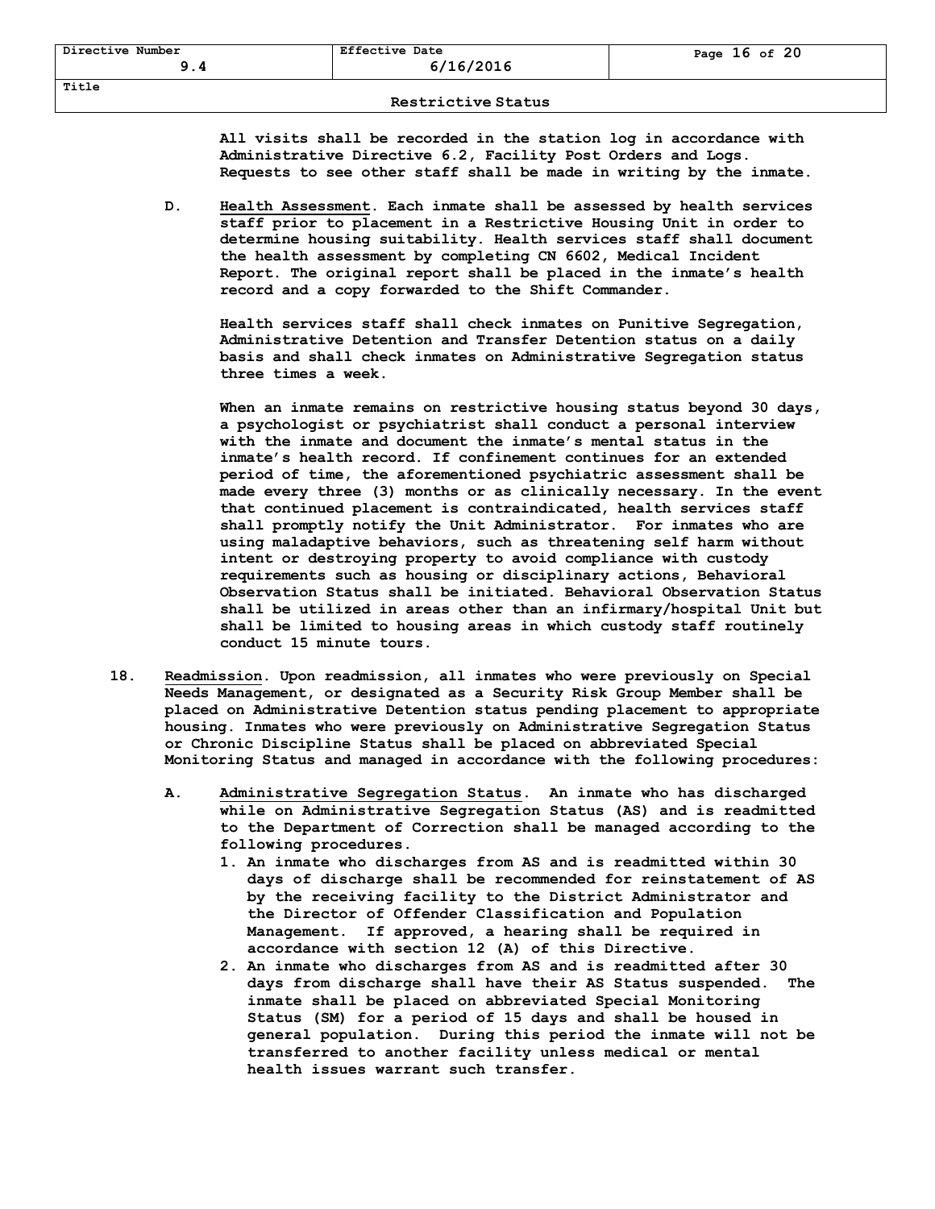All visits shall be recorded in the station log in accordance with Administrative Directive 6.2, Facility Post Orders and Logs. Requests to see other staff shall be made in writing by the inmate.

D. <u>Health Assessment</u>. Each inmate shall be assessed by health services staff prior to placement in a Restrictive Housing Unit in order to determine housing suitability. Health services staff shall document the health assessment by completing CN 6602, Medical Incident Report. The original report shall be placed in the inmate's health record and a copy forwarded to the Shift Commander.

Health services staff shall check inmates on Punitive Segregation, Administrative Detention and Transfer Detention status on a daily basis and shall check inmates on Administrative Segregation status three times a week.

When an inmate remains on restrictive housing status beyond 30 days, a psychologist or psychiatrist shall conduct a personal interview with the inmate and document the inmate's mental status in the inmate's health record. If confinement continues for an extended period of time, the aforementioned psychiatric assessment shall be made every three (3) months or as clinically necessary. In the event that continued placement is contraindicated, health services staff shall promptly notify the Unit Administrator. For inmates who are using maladaptive behaviors, such as threatening self harm without intent or destroying property to avoid compliance with custody requirements such as housing or disciplinary actions, Behavioral Observation Status shall be initiated. Behavioral Observation Status shall be utilized in areas other than an infirmary/hospital Unit but shall be limited to housing areas in which custody staff routinely conduct 15 minute tours.

18. <u>Readmission</u>. Upon readmission, all inmates who were previously on Special Needs Management, or designated as a Security Risk Group Member shall be placed on Administrative Detention status pending placement to appropriate housing. Inmates who were previously on Administrative Segregation Status or Chronic Discipline Status shall be placed on abbreviated Special Monitoring Status and managed in accordance with the following procedures:

A. <u>Administrative Segregation Status</u>. An inmate who has discharged while on Administrative Segregation Status (AS) and is readmitted to the Department of Correction shall be managed according to the following procedures.

1. An inmate who discharges from AS and is readmitted within 30 days of discharge shall be recommended for reinstatement of AS by the receiving facility to the District Administrator and the Director of Offender Classification and Population Management. If approved, a hearing shall be required in accordance with section 12 (A) of this Directive.
2. An inmate who discharges from AS and is readmitted after 30 days from discharge shall have their AS Status suspended. The inmate shall be placed on abbreviated Special Monitoring Status (SM) for a period of 15 days and shall be housed in general population. During this period the inmate will not be transferred to another facility unless medical or mental health issues warrant such transfer.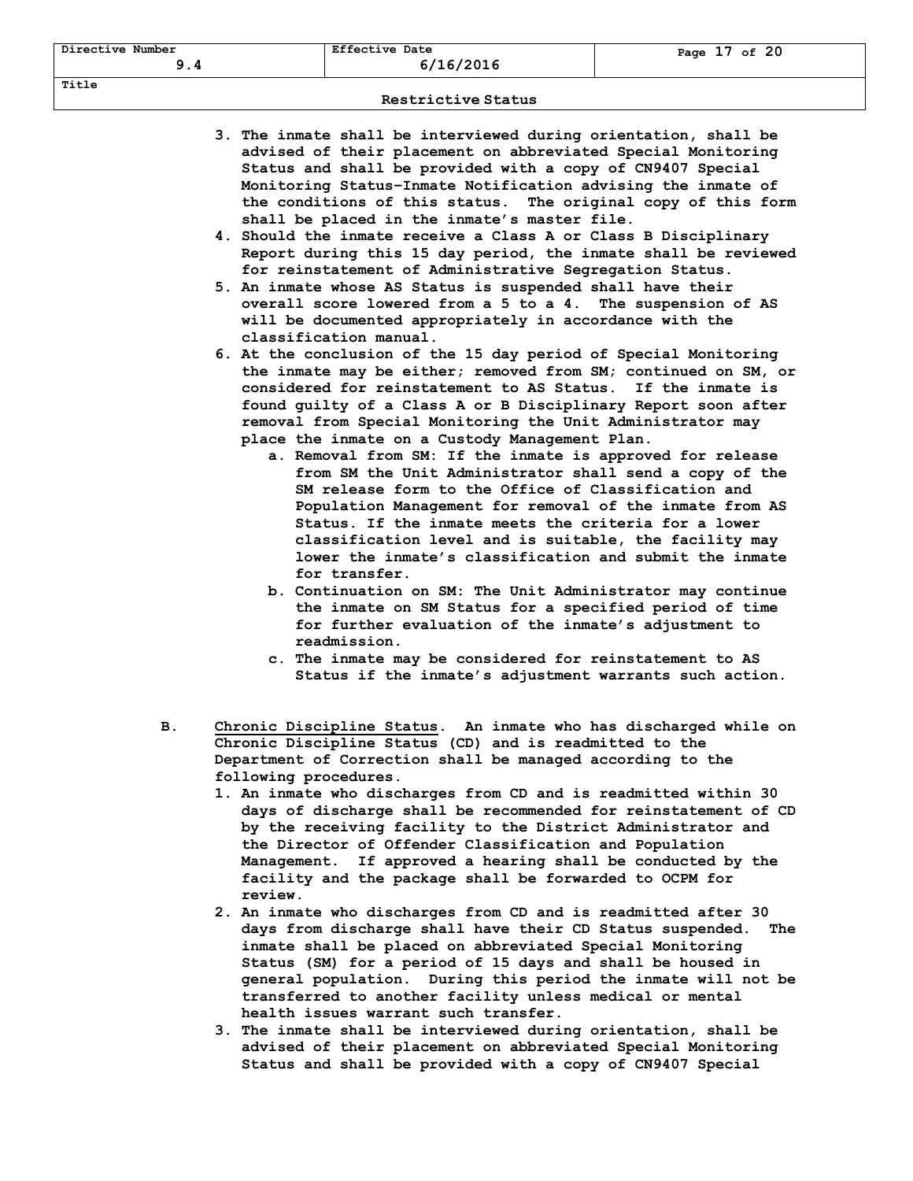3. The inmate shall be interviewed during orientation, shall be advised of their placement on abbreviated Special Monitoring Status and shall be provided with a copy of CN9407 Special Monitoring Status–Inmate Notification advising the inmate of the conditions of this status. The original copy of this form shall be placed in the inmate's master file.
4. Should the inmate receive a Class A or Class B Disciplinary Report during this 15 day period, the inmate shall be reviewed for reinstatement of Administrative Segregation Status.
5. An inmate whose AS Status is suspended shall have their overall score lowered from a 5 to a 4. The suspension of AS will be documented appropriately in accordance with the classification manual.
6. At the conclusion of the 15 day period of Special Monitoring the inmate may be either; removed from SM; continued on SM, or considered for reinstatement to AS Status. If the inmate is found guilty of a Class A or B Disciplinary Report soon after removal from Special Monitoring the Unit Administrator may place the inmate on a Custody Management Plan.
   a. Removal from SM: If the inmate is approved for release from SM the Unit Administrator shall send a copy of the SM release form to the Office of Classification and Population Management for removal of the inmate from AS Status. If the inmate meets the criteria for a lower classification level and is suitable, the facility may lower the inmate's classification and submit the inmate for transfer.
   b. Continuation on SM: The Unit Administrator may continue the inmate on SM Status for a specified period of time for further evaluation of the inmate's adjustment to readmission.
   c. The inmate may be considered for reinstatement to AS Status if the inmate's adjustment warrants such action.

B. Chronic Discipline Status. An inmate who has discharged while on Chronic Discipline Status (CD) and is readmitted to the Department of Correction shall be managed according to the following procedures.

1. An inmate who discharges from CD and is readmitted within 30 days of discharge shall be recommended for reinstatement of CD by the receiving facility to the District Administrator and the Director of Offender Classification and Population Management. If approved a hearing shall be conducted by the facility and the package shall be forwarded to OCPM for review.
2. An inmate who discharges from CD and is readmitted after 30 days from discharge shall have their CD Status suspended. The inmate shall be placed on abbreviated Special Monitoring Status (SM) for a period of 15 days and shall be housed in general population. During this period the inmate will not be transferred to another facility unless medical or mental health issues warrant such transfer.
3. The inmate shall be interviewed during orientation, shall be advised of their placement on abbreviated Special Monitoring Status and shall be provided with a copy of CN9407 Special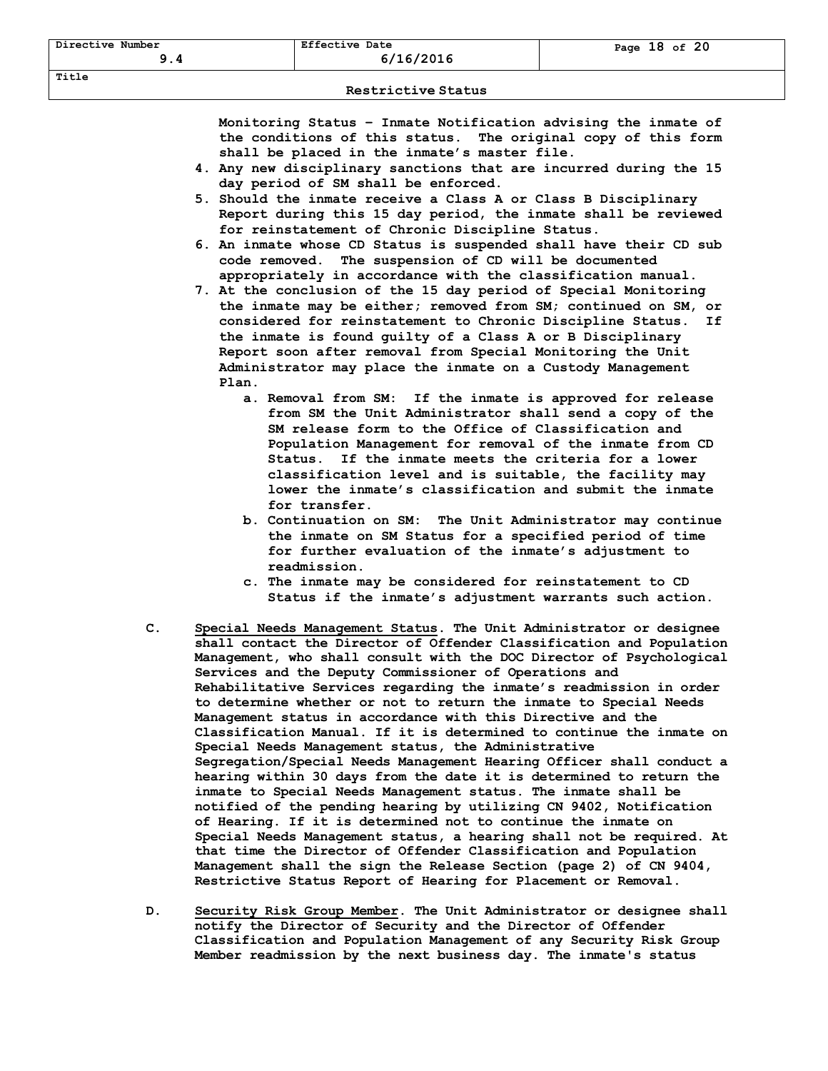Monitoring Status – Inmate Notification advising the inmate of the conditions of this status. The original copy of this form shall be placed in the inmate's master file.

4. Any new disciplinary sanctions that are incurred during the 15 day period of SM shall be enforced.
5. Should the inmate receive a Class A or Class B Disciplinary Report during this 15 day period, the inmate shall be reviewed for reinstatement of Chronic Discipline Status.
6. An inmate whose CD Status is suspended shall have their CD sub code removed. The suspension of CD will be documented appropriately in accordance with the classification manual.
7. At the conclusion of the 15 day period of Special Monitoring the inmate may be either; removed from SM; continued on SM, or considered for reinstatement to Chronic Discipline Status. If the inmate is found guilty of a Class A or B Disciplinary Report soon after removal from Special Monitoring the Unit Administrator may place the inmate on a Custody Management Plan.
    a. Removal from SM: If the inmate is approved for release from SM the Unit Administrator shall send a copy of the SM release form to the Office of Classification and Population Management for removal of the inmate from CD Status. If the inmate meets the criteria for a lower classification level and is suitable, the facility may lower the inmate's classification and submit the inmate for transfer.
    b. Continuation on SM: The Unit Administrator may continue the inmate on SM Status for a specified period of time for further evaluation of the inmate's adjustment to readmission.
    c. The inmate may be considered for reinstatement to CD Status if the inmate's adjustment warrants such action.

C. <u>Special Needs Management Status</u>. The Unit Administrator or designee shall contact the Director of Offender Classification and Population Management, who shall consult with the DOC Director of Psychological Services and the Deputy Commissioner of Operations and Rehabilitative Services regarding the inmate's readmission in order to determine whether or not to return the inmate to Special Needs Management status in accordance with this Directive and the Classification Manual. If it is determined to continue the inmate on Special Needs Management status, the Administrative Segregation/Special Needs Management Hearing Officer shall conduct a hearing within 30 days from the date it is determined to return the inmate to Special Needs Management status. The inmate shall be notified of the pending hearing by utilizing CN 9402, Notification of Hearing. If it is determined not to continue the inmate on Special Needs Management status, a hearing shall not be required. At that time the Director of Offender Classification and Population Management shall the sign the Release Section (page 2) of CN 9404, Restrictive Status Report of Hearing for Placement or Removal.

D. <u>Security Risk Group Member</u>. The Unit Administrator or designee shall notify the Director of Security and the Director of Offender Classification and Population Management of any Security Risk Group Member readmission by the next business day. The inmate's status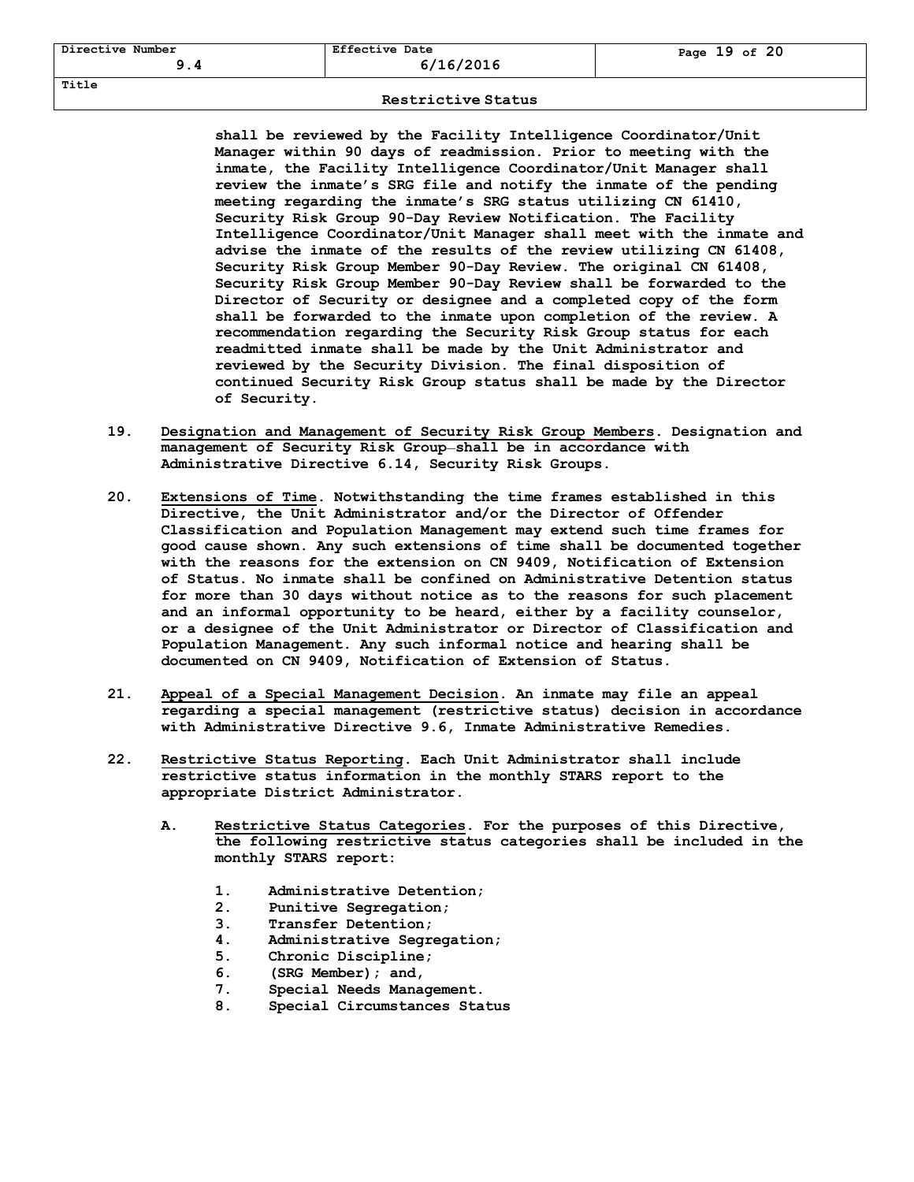shall be reviewed by the Facility Intelligence Coordinator/Unit Manager within 90 days of readmission. Prior to meeting with the inmate, the Facility Intelligence Coordinator/Unit Manager shall review the inmate's SRG file and notify the inmate of the pending meeting regarding the inmate's SRG status utilizing CN 61410, Security Risk Group 90-Day Review Notification. The Facility Intelligence Coordinator/Unit Manager shall meet with the inmate and advise the inmate of the results of the review utilizing CN 61408, Security Risk Group Member 90-Day Review. The original CN 61408, Security Risk Group Member 90-Day Review shall be forwarded to the Director of Security or designee and a completed copy of the form shall be forwarded to the inmate upon completion of the review. A recommendation regarding the Security Risk Group status for each readmitted inmate shall be made by the Unit Administrator and reviewed by the Security Division. The final disposition of continued Security Risk Group status shall be made by the Director of Security.

19. Designation and Management of Security Risk Group Members. Designation and management of Security Risk Group shall be in accordance with Administrative Directive 6.14, Security Risk Groups.

20. Extensions of Time. Notwithstanding the time frames established in this Directive, the Unit Administrator and/or the Director of Offender Classification and Population Management may extend such time frames for good cause shown. Any such extensions of time shall be documented together with the reasons for the extension on CN 9409, Notification of Extension of Status. No inmate shall be confined on Administrative Detention status for more than 30 days without notice as to the reasons for such placement and an informal opportunity to be heard, either by a facility counselor, or a designee of the Unit Administrator or Director of Classification and Population Management. Any such informal notice and hearing shall be documented on CN 9409, Notification of Extension of Status.

21. Appeal of a Special Management Decision. An inmate may file an appeal regarding a special management (restrictive status) decision in accordance with Administrative Directive 9.6, Inmate Administrative Remedies.

22. Restrictive Status Reporting. Each Unit Administrator shall include restrictive status information in the monthly STARS report to the appropriate District Administrator.

    A. Restrictive Status Categories. For the purposes of this Directive, the following restrictive status categories shall be included in the monthly STARS report:

        1. Administrative Detention;
        2. Punitive Segregation;
        3. Transfer Detention;
        4. Administrative Segregation;
        5. Chronic Discipline;
        6. (SRG Member); and,
        7. Special Needs Management.
        8. Special Circumstances Status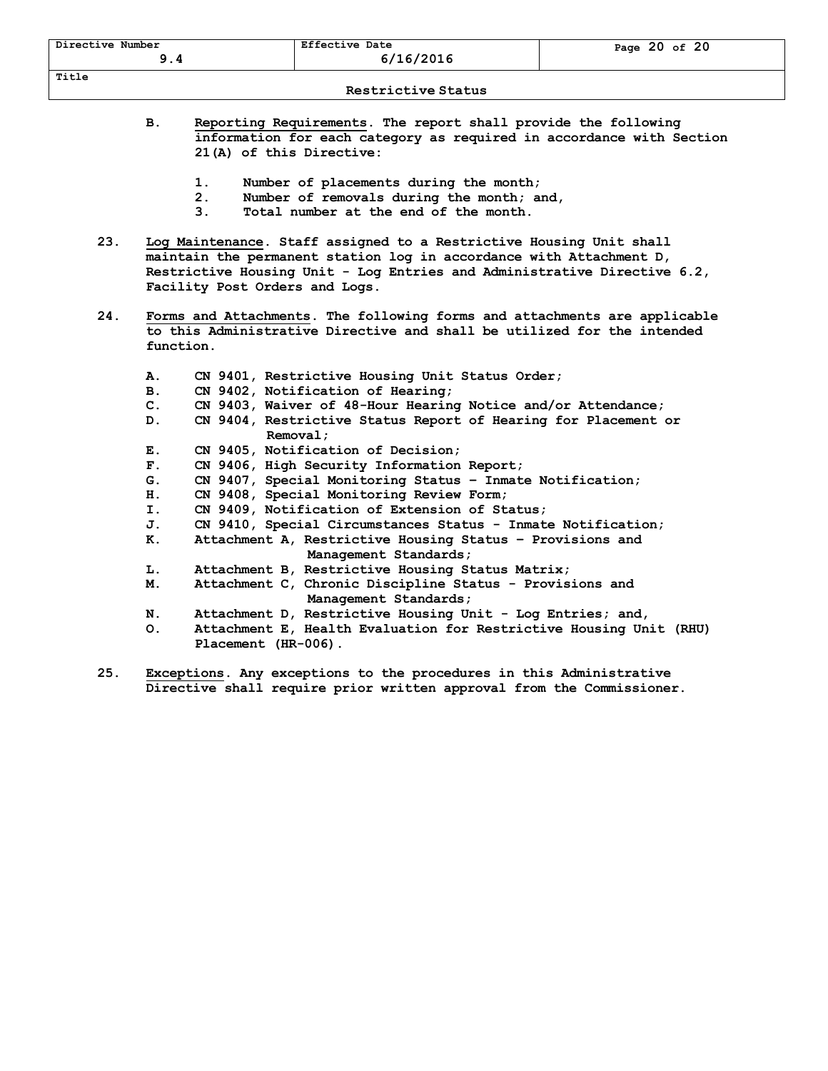B. Reporting Requirements. The report shall provide the following information for each category as required in accordance with Section 21(A) of this Directive:

1. Number of placements during the month;
2. Number of removals during the month; and,
3. Total number at the end of the month.

23. Log Maintenance. Staff assigned to a Restrictive Housing Unit shall maintain the permanent station log in accordance with Attachment D, Restrictive Housing Unit - Log Entries and Administrative Directive 6.2, Facility Post Orders and Logs.

24. Forms and Attachments. The following forms and attachments are applicable to this Administrative Directive and shall be utilized for the intended function.

A. CN 9401, Restrictive Housing Unit Status Order;
B. CN 9402, Notification of Hearing;
C. CN 9403, Waiver of 48-Hour Hearing Notice and/or Attendance;
D. CN 9404, Restrictive Status Report of Hearing for Placement or Removal;
E. CN 9405, Notification of Decision;
F. CN 9406, High Security Information Report;
G. CN 9407, Special Monitoring Status – Inmate Notification;
H. CN 9408, Special Monitoring Review Form;
I. CN 9409, Notification of Extension of Status;
J. CN 9410, Special Circumstances Status - Inmate Notification;
K. Attachment A, Restrictive Housing Status – Provisions and Management Standards;
L. Attachment B, Restrictive Housing Status Matrix;
M. Attachment C, Chronic Discipline Status - Provisions and Management Standards;
N. Attachment D, Restrictive Housing Unit - Log Entries; and,
O. Attachment E, Health Evaluation for Restrictive Housing Unit (RHU) Placement (HR-006).

25. Exceptions. Any exceptions to the procedures in this Administrative Directive shall require prior written approval from the Commissioner.